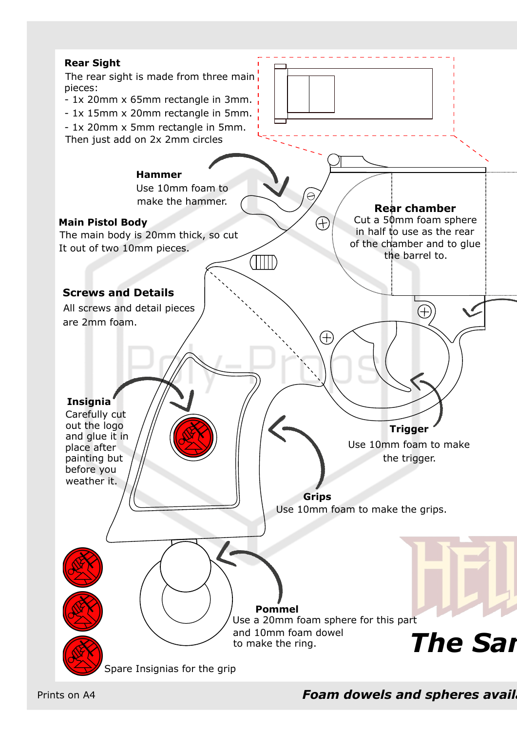**Rear Sight**

The rear sight is made from three main pieces:

- 1x 20mm x 65mm rectangle in 3mm.
- 1x 15mm x 20mm rectangle in 5mm.
- 1x 20mm x 5mm rectangle in 5mm.

Then just add on 2x 2mm circles

**Hammer**

Use 10mm foam to make the hammer.

**Main Pistol Body**

The main body is 20mm thick, so cut It out of two 10mm pieces.

**Rear chamber**

Cut a 50mm foam sphere in half to use as the rear of the chamber and to glue the barrel to.

**Screws and Details**

All screws and detail pieces are 2mm foam.

**Insignia**

Carefully cut out the logo and glue it in place after painting but before you weather it.

**Trigger**

Use 10mm foam to make the trigger.

**Grips**

Use 10mm foam to make the grips.

**Pommel**

Use a 20mm foam sphere for this part and 10mm foam dowel to make the ring.

Spare Insignias for the grip

Poly-Props

**The Sar**

Prints on A4

***Foam dowels and spheres avail***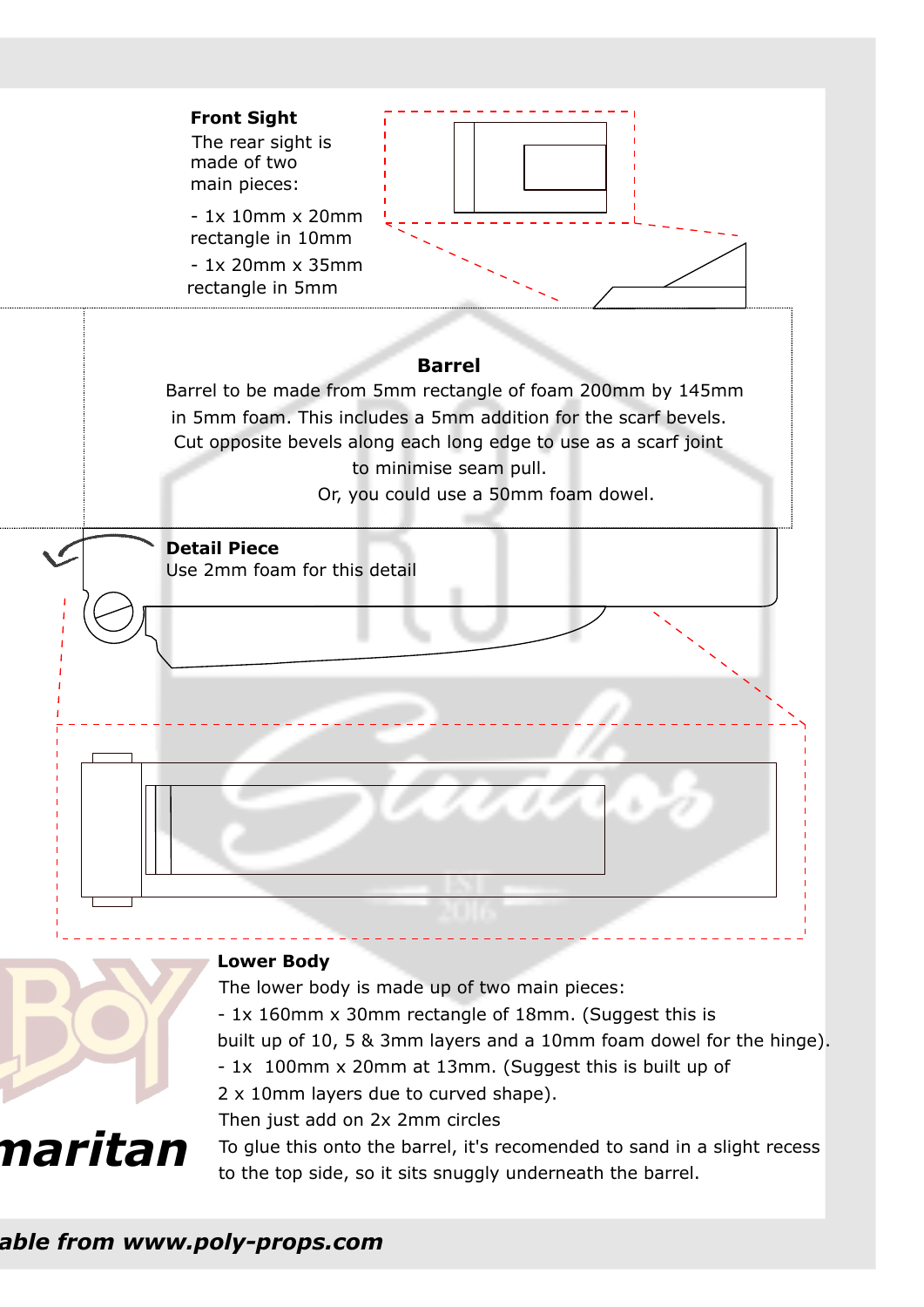**Front Sight**

The rear sight is made of two main pieces:

- 1x 10mm x 20mm rectangle in 10mm
- 1x 20mm x 35mm rectangle in 5mm

**Barrel**

Barrel to be made from 5mm rectangle of foam 200mm by 145mm in 5mm foam. This includes a 5mm addition for the scarf bevels. Cut opposite bevels along each long edge to use as a scarf joint to minimise seam pull.

Or, you could use a 50mm foam dowel.

**Detail Piece**

Use 2mm foam for this detail

**Lower Body**

The lower body is made up of two main pieces:

- 1x 160mm x 30mm rectangle of 18mm. (Suggest this is built up of 10, 5 & 3mm layers and a 10mm foam dowel for the hinge).
- 1x 100mm x 20mm at 13mm. (Suggest this is built up of 2 x 10mm layers due to curved shape).

Then just add on 2x 2mm circles

To glue this onto the barrel, it's recomended to sand in a slight recess to the top side, so it sits snuggly underneath the barrel.

maritan

able from www.poly-props.com